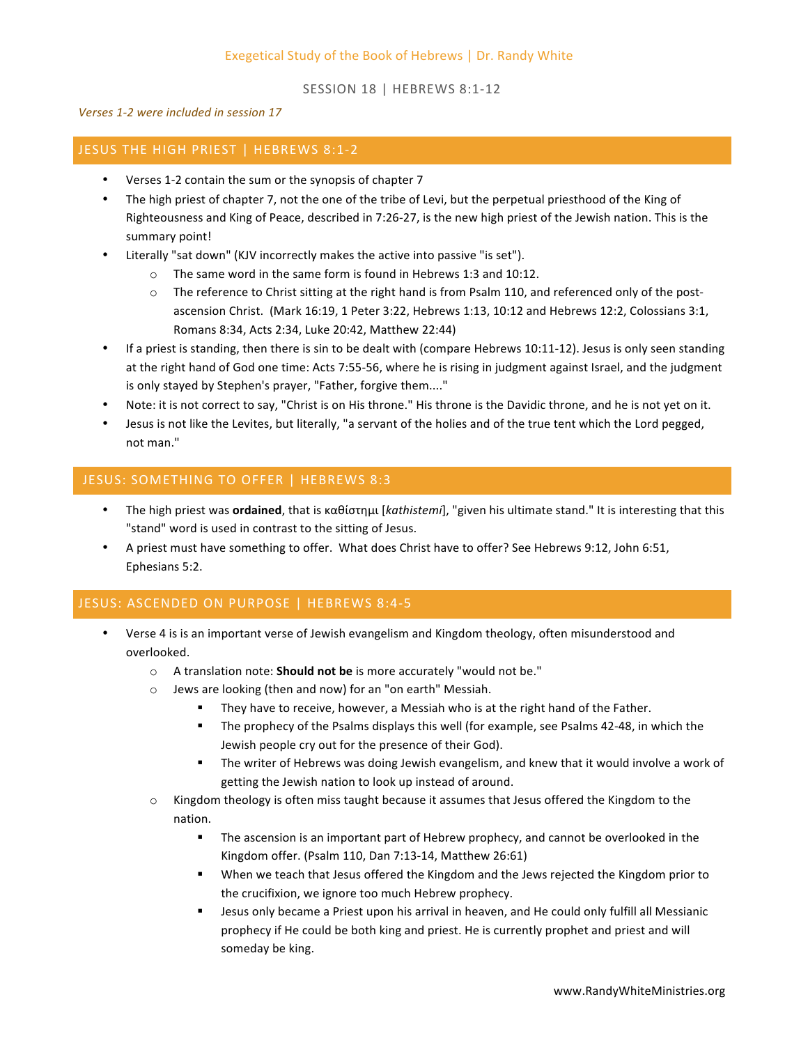Exegetical Study of the Book of Hebrews | Dr. Randy White

SESSION 18 | HEBREWS 8:1-12

*Verses 1-2 were included in session 17*

## JESUS THE HIGH PRIEST | HEBREWS 8:1-2

- Verses 1-2 contain the sum or the synopsis of chapter 7
- The high priest of chapter 7, not the one of the tribe of Levi, but the perpetual priesthood of the King of Righteousness and King of Peace, described in 7:26-27, is the new high priest of the Jewish nation. This is the summary point!
- Literally "sat down" (KJV incorrectly makes the active into passive "is set").
  - The same word in the same form is found in Hebrews 1:3 and 10:12.
  - The reference to Christ sitting at the right hand is from Psalm 110, and referenced only of the post-ascension Christ. (Mark 16:19, 1 Peter 3:22, Hebrews 1:13, 10:12 and Hebrews 12:2, Colossians 3:1, Romans 8:34, Acts 2:34, Luke 20:42, Matthew 22:44)
- If a priest is standing, then there is sin to be dealt with (compare Hebrews 10:11-12). Jesus is only seen standing at the right hand of God one time: Acts 7:55-56, where he is rising in judgment against Israel, and the judgment is only stayed by Stephen's prayer, "Father, forgive them...."
- Note: it is not correct to say, "Christ is on His throne." His throne is the Davidic throne, and he is not yet on it.
- Jesus is not like the Levites, but literally, "a servant of the holies and of the true tent which the Lord pegged, not man."

## JESUS: SOMETHING TO OFFER | HEBREWS 8:3

- The high priest was **ordained**, that is καθίστημι [*kathistemi*], "given his ultimate stand." It is interesting that this "stand" word is used in contrast to the sitting of Jesus.
- A priest must have something to offer. What does Christ have to offer? See Hebrews 9:12, John 6:51, Ephesians 5:2.

## JESUS: ASCENDED ON PURPOSE | HEBREWS 8:4-5

- Verse 4 is is an important verse of Jewish evangelism and Kingdom theology, often misunderstood and overlooked.
  - A translation note: **Should not be** is more accurately "would not be."
  - Jews are looking (then and now) for an "on earth" Messiah.
    - They have to receive, however, a Messiah who is at the right hand of the Father.
    - The prophecy of the Psalms displays this well (for example, see Psalms 42-48, in which the Jewish people cry out for the presence of their God).
    - The writer of Hebrews was doing Jewish evangelism, and knew that it would involve a work of getting the Jewish nation to look up instead of around.
  - Kingdom theology is often miss taught because it assumes that Jesus offered the Kingdom to the nation.
    - The ascension is an important part of Hebrew prophecy, and cannot be overlooked in the Kingdom offer. (Psalm 110, Dan 7:13-14, Matthew 26:61)
    - When we teach that Jesus offered the Kingdom and the Jews rejected the Kingdom prior to the crucifixion, we ignore too much Hebrew prophecy.
    - Jesus only became a Priest upon his arrival in heaven, and He could only fulfill all Messianic prophecy if He could be both king and priest. He is currently prophet and priest and will someday be king.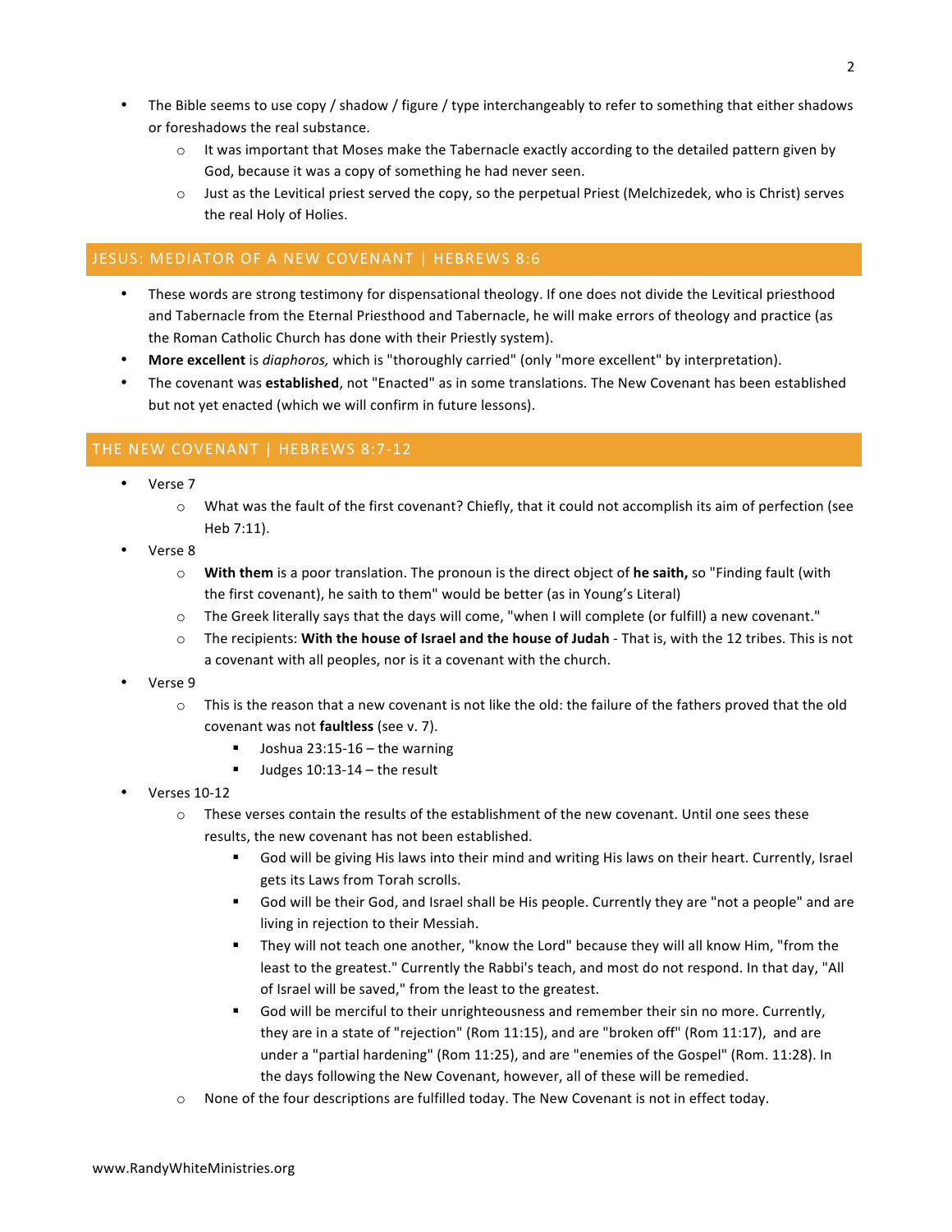- The Bible seems to use copy / shadow / figure / type interchangeably to refer to something that either shadows or foreshadows the real substance.
  - It was important that Moses make the Tabernacle exactly according to the detailed pattern given by God, because it was a copy of something he had never seen.
  - Just as the Levitical priest served the copy, so the perpetual Priest (Melchizedek, who is Christ) serves the real Holy of Holies.

## JESUS: MEDIATOR OF A NEW COVENANT | HEBREWS 8:6

- These words are strong testimony for dispensational theology. If one does not divide the Levitical priesthood and Tabernacle from the Eternal Priesthood and Tabernacle, he will make errors of theology and practice (as the Roman Catholic Church has done with their Priestly system).
- **More excellent** is *diaphoros,* which is "thoroughly carried" (only "more excellent" by interpretation).
- The covenant was **established**, not "Enacted" as in some translations. The New Covenant has been established but not yet enacted (which we will confirm in future lessons).

## THE NEW COVENANT | HEBREWS 8:7-12

- Verse 7
  - What was the fault of the first covenant? Chiefly, that it could not accomplish its aim of perfection (see Heb 7:11).
- Verse 8
  - **With them** is a poor translation. The pronoun is the direct object of **he saith,** so "Finding fault (with the first covenant), he saith to them" would be better (as in Young's Literal)
  - The Greek literally says that the days will come, "when I will complete (or fulfill) a new covenant."
  - The recipients: **With the house of Israel and the house of Judah** - That is, with the 12 tribes. This is not a covenant with all peoples, nor is it a covenant with the church.
- Verse 9
  - This is the reason that a new covenant is not like the old: the failure of the fathers proved that the old covenant was not **faultless** (see v. 7).
    - Joshua 23:15-16 – the warning
    - Judges 10:13-14 – the result
- Verses 10-12
  - These verses contain the results of the establishment of the new covenant. Until one sees these results, the new covenant has not been established.
    - God will be giving His laws into their mind and writing His laws on their heart. Currently, Israel gets its Laws from Torah scrolls.
    - God will be their God, and Israel shall be His people. Currently they are "not a people" and are living in rejection to their Messiah.
    - They will not teach one another, "know the Lord" because they will all know Him, "from the least to the greatest." Currently the Rabbi's teach, and most do not respond. In that day, "All of Israel will be saved," from the least to the greatest.
    - God will be merciful to their unrighteousness and remember their sin no more. Currently, they are in a state of "rejection" (Rom 11:15), and are "broken off" (Rom 11:17), and are under a "partial hardening" (Rom 11:25), and are "enemies of the Gospel" (Rom. 11:28). In the days following the New Covenant, however, all of these will be remedied.
  - None of the four descriptions are fulfilled today. The New Covenant is not in effect today.